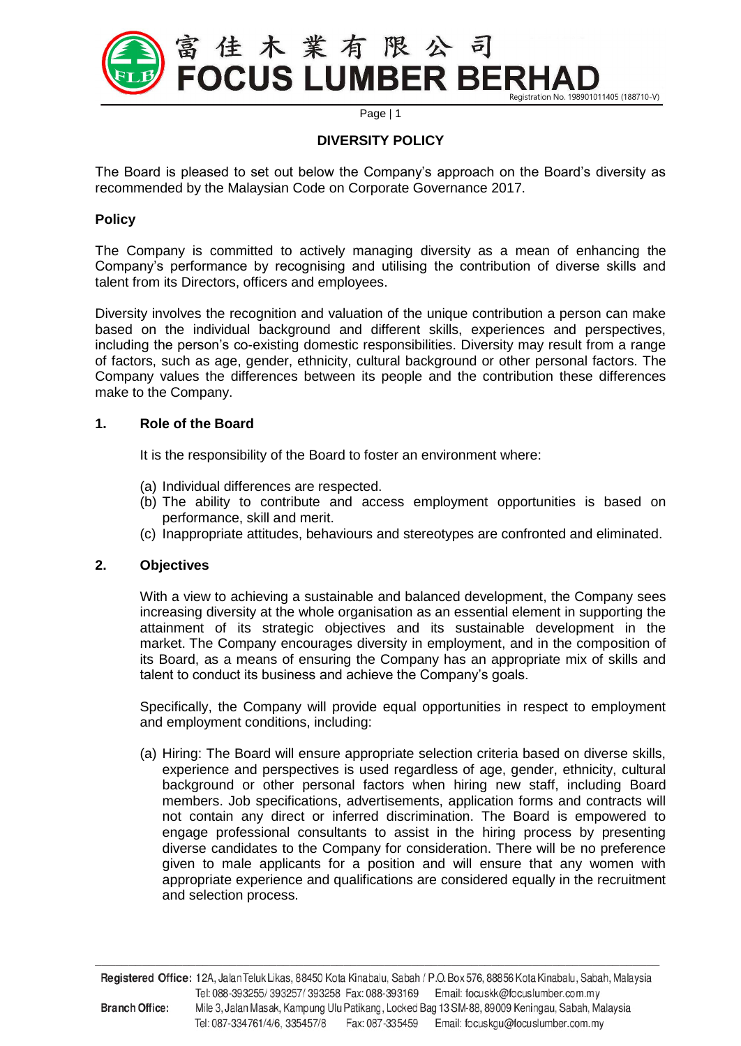# DIVERSITY POLICY

The Board is pleased to set out below the Company's approach on the Board's diversity as recommended by the Malaysian Code on Corporate Governance 2017.

**Policy**

The Company is committed to actively managing diversity as a mean of enhancing the Company's performance by recognising and utilising the contribution of diverse skills and talent from its Directors, officers and employees.

Diversity involves the recognition and valuation of the unique contribution a person can make based on the individual background and different skills, experiences and perspectives, including the person's co-existing domestic responsibilities. Diversity may result from a range of factors, such as age, gender, ethnicity, cultural background or other personal factors. The Company values the differences between its people and the contribution these differences make to the Company.

## 1. Role of the Board

It is the responsibility of the Board to foster an environment where:

(a) Individual differences are respected.
(b) The ability to contribute and access employment opportunities is based on performance, skill and merit.
(c) Inappropriate attitudes, behaviours and stereotypes are confronted and eliminated.

## 2. Objectives

With a view to achieving a sustainable and balanced development, the Company sees increasing diversity at the whole organisation as an essential element in supporting the attainment of its strategic objectives and its sustainable development in the market. The Company encourages diversity in employment, and in the composition of its Board, as a means of ensuring the Company has an appropriate mix of skills and talent to conduct its business and achieve the Company's goals.

Specifically, the Company will provide equal opportunities in respect to employment and employment conditions, including:

(a) Hiring: The Board will ensure appropriate selection criteria based on diverse skills, experience and perspectives is used regardless of age, gender, ethnicity, cultural background or other personal factors when hiring new staff, including Board members. Job specifications, advertisements, application forms and contracts will not contain any direct or inferred discrimination. The Board is empowered to engage professional consultants to assist in the hiring process by presenting diverse candidates to the Company for consideration. There will be no preference given to male applicants for a position and will ensure that any women with appropriate experience and qualifications are considered equally in the recruitment and selection process.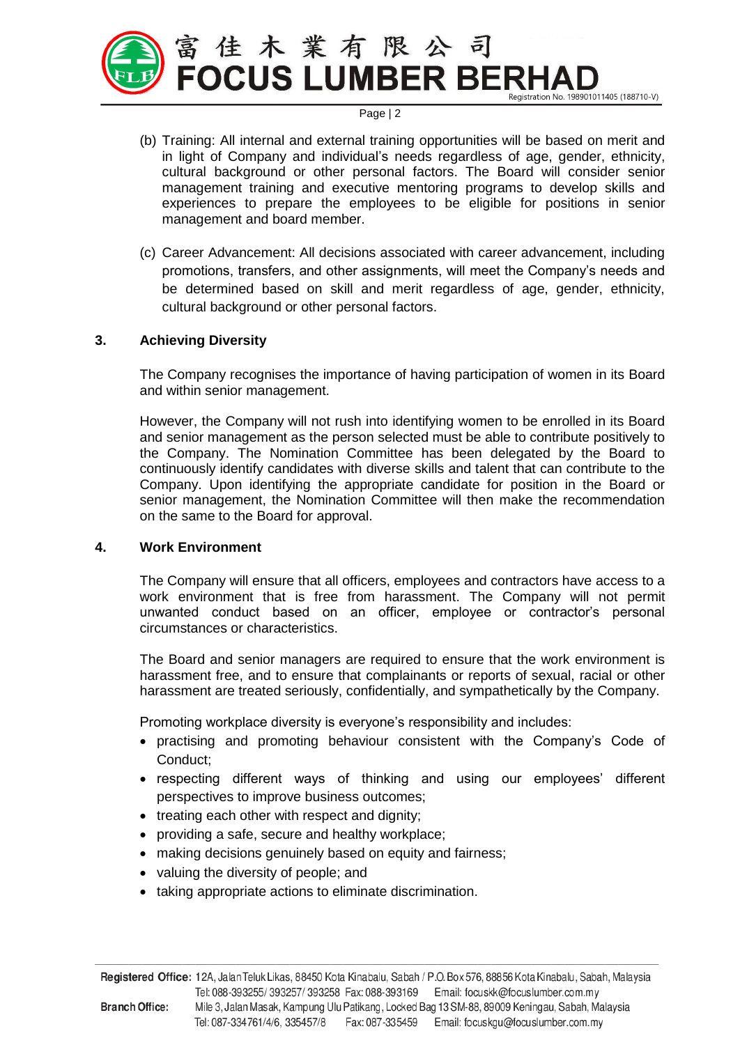(b) Training: All internal and external training opportunities will be based on merit and in light of Company and individual's needs regardless of age, gender, ethnicity, cultural background or other personal factors. The Board will consider senior management training and executive mentoring programs to develop skills and experiences to prepare the employees to be eligible for positions in senior management and board member.

(c) Career Advancement: All decisions associated with career advancement, including promotions, transfers, and other assignments, will meet the Company's needs and be determined based on skill and merit regardless of age, gender, ethnicity, cultural background or other personal factors.

**3. Achieving Diversity**

The Company recognises the importance of having participation of women in its Board and within senior management.

However, the Company will not rush into identifying women to be enrolled in its Board and senior management as the person selected must be able to contribute positively to the Company. The Nomination Committee has been delegated by the Board to continuously identify candidates with diverse skills and talent that can contribute to the Company. Upon identifying the appropriate candidate for position in the Board or senior management, the Nomination Committee will then make the recommendation on the same to the Board for approval.

**4. Work Environment**

The Company will ensure that all officers, employees and contractors have access to a work environment that is free from harassment. The Company will not permit unwanted conduct based on an officer, employee or contractor's personal circumstances or characteristics.

The Board and senior managers are required to ensure that the work environment is harassment free, and to ensure that complainants or reports of sexual, racial or other harassment are treated seriously, confidentially, and sympathetically by the Company.

Promoting workplace diversity is everyone's responsibility and includes:

- practising and promoting behaviour consistent with the Company's Code of Conduct;
- respecting different ways of thinking and using our employees' different perspectives to improve business outcomes;
- treating each other with respect and dignity;
- providing a safe, secure and healthy workplace;
- making decisions genuinely based on equity and fairness;
- valuing the diversity of people; and
- taking appropriate actions to eliminate discrimination.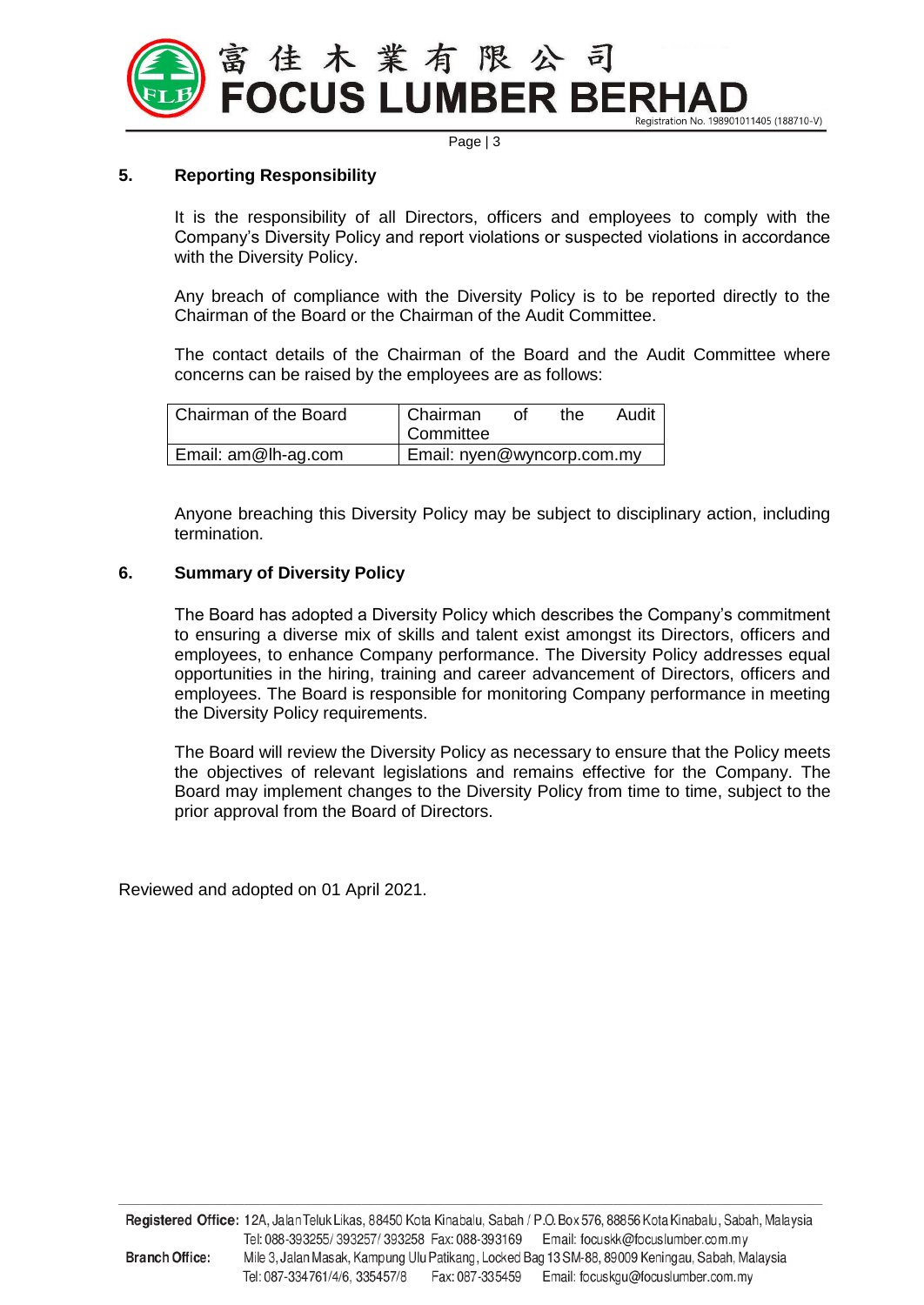## 5. Reporting Responsibility

It is the responsibility of all Directors, officers and employees to comply with the Company's Diversity Policy and report violations or suspected violations in accordance with the Diversity Policy.

Any breach of compliance with the Diversity Policy is to be reported directly to the Chairman of the Board or the Chairman of the Audit Committee.

The contact details of the Chairman of the Board and the Audit Committee where concerns can be raised by the employees are as follows:

| Chairman of the Board | Chairman of the Audit Committee |
|---|---|
| Email: am@lh-ag.com | Email: nyen@wyncorp.com.my |

Anyone breaching this Diversity Policy may be subject to disciplinary action, including termination.

## 6. Summary of Diversity Policy

The Board has adopted a Diversity Policy which describes the Company's commitment to ensuring a diverse mix of skills and talent exist amongst its Directors, officers and employees, to enhance Company performance. The Diversity Policy addresses equal opportunities in the hiring, training and career advancement of Directors, officers and employees. The Board is responsible for monitoring Company performance in meeting the Diversity Policy requirements.

The Board will review the Diversity Policy as necessary to ensure that the Policy meets the objectives of relevant legislations and remains effective for the Company. The Board may implement changes to the Diversity Policy from time to time, subject to the prior approval from the Board of Directors.

Reviewed and adopted on 01 April 2021.